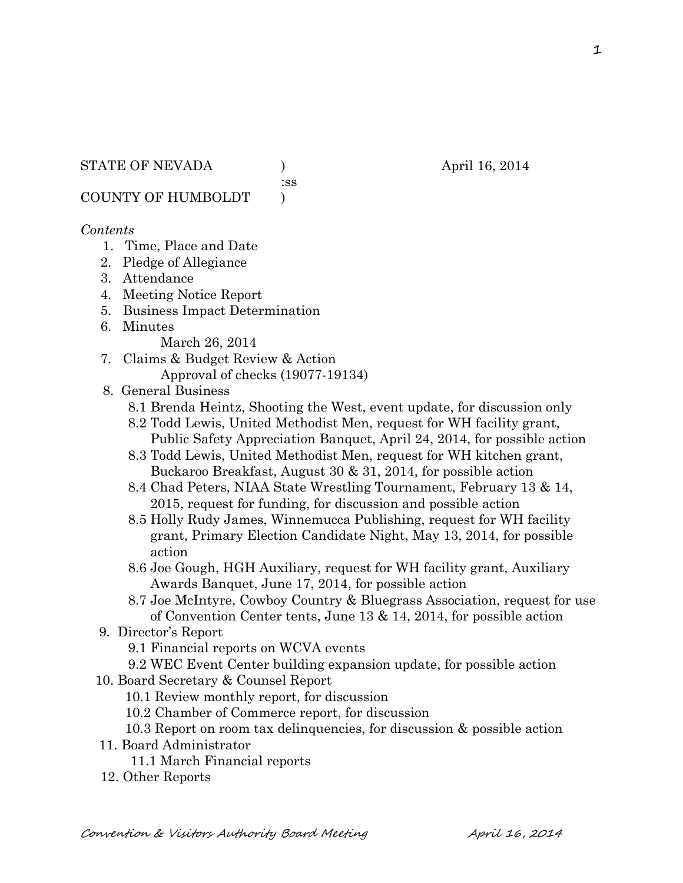STATE OF NEVADA )                    April 16, 2014
:ss
COUNTY OF HUMBOLDT )

*Contents*

1. Time, Place and Date
2. Pledge of Allegiance
3. Attendance
4. Meeting Notice Report
5. Business Impact Determination
6. Minutes
   March 26, 2014
7. Claims & Budget Review & Action
   Approval of checks (19077-19134)
8. General Business
   8.1 Brenda Heintz, Shooting the West, event update, for discussion only
   8.2 Todd Lewis, United Methodist Men, request for WH facility grant, Public Safety Appreciation Banquet, April 24, 2014, for possible action
   8.3 Todd Lewis, United Methodist Men, request for WH kitchen grant, Buckaroo Breakfast, August 30 & 31, 2014, for possible action
   8.4 Chad Peters, NIAA State Wrestling Tournament, February 13 & 14, 2015, request for funding, for discussion and possible action
   8.5 Holly Rudy James, Winnemucca Publishing, request for WH facility grant, Primary Election Candidate Night, May 13, 2014, for possible action
   8.6 Joe Gough, HGH Auxiliary, request for WH facility grant, Auxiliary Awards Banquet, June 17, 2014, for possible action
   8.7 Joe McIntyre, Cowboy Country & Bluegrass Association, request for use of Convention Center tents, June 13 & 14, 2014, for possible action
9. Director's Report
   9.1 Financial reports on WCVA events
   9.2 WEC Event Center building expansion update, for possible action
10. Board Secretary & Counsel Report
    10.1 Review monthly report, for discussion
    10.2 Chamber of Commerce report, for discussion
    10.3 Report on room tax delinquencies, for discussion & possible action
11. Board Administrator
    11.1 March Financial reports
12. Other Reports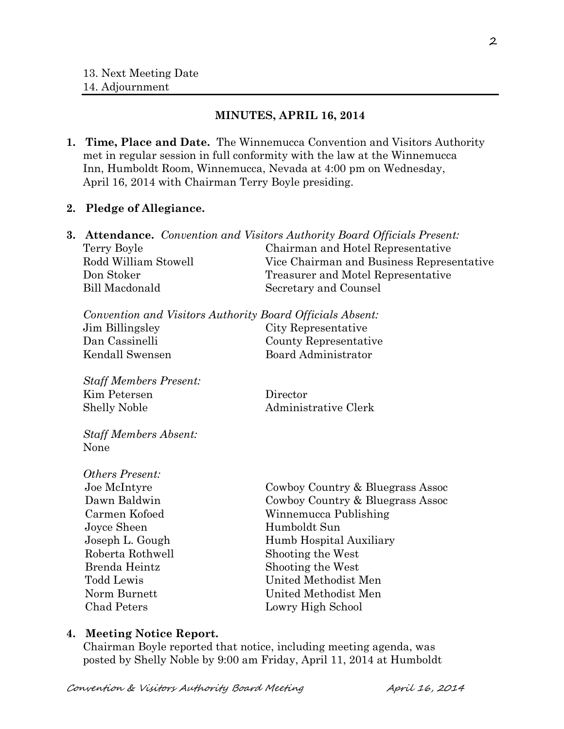13. Next Meeting Date
14. Adjournment

## MINUTES, APRIL 16, 2014

**1. Time, Place and Date.** The Winnemucca Convention and Visitors Authority met in regular session in full conformity with the law at the Winnemucca Inn, Humboldt Room, Winnemucca, Nevada at 4:00 pm on Wednesday, April 16, 2014 with Chairman Terry Boyle presiding.

**2. Pledge of Allegiance.**

**3. Attendance.** *Convention and Visitors Authority Board Officials Present:*

| | |
|---|---|
| Terry Boyle | Chairman and Hotel Representative |
| Rodd William Stowell | Vice Chairman and Business Representative |
| Don Stoker | Treasurer and Motel Representative |
| Bill Macdonald | Secretary and Counsel |

*Convention and Visitors Authority Board Officials Absent:*

| | |
|---|---|
| Jim Billingsley | City Representative |
| Dan Cassinelli | County Representative |
| Kendall Swensen | Board Administrator |

*Staff Members Present:*

| | |
|---|---|
| Kim Petersen | Director |
| Shelly Noble | Administrative Clerk |

*Staff Members Absent:*
None

*Others Present:*

| | |
|---|---|
| Joe McIntyre | Cowboy Country & Bluegrass Assoc |
| Dawn Baldwin | Cowboy Country & Bluegrass Assoc |
| Carmen Kofoed | Winnemucca Publishing |
| Joyce Sheen | Humboldt Sun |
| Joseph L. Gough | Humb Hospital Auxiliary |
| Roberta Rothwell | Shooting the West |
| Brenda Heintz | Shooting the West |
| Todd Lewis | United Methodist Men |
| Norm Burnett | United Methodist Men |
| Chad Peters | Lowry High School |

**4. Meeting Notice Report.**
Chairman Boyle reported that notice, including meeting agenda, was posted by Shelly Noble by 9:00 am Friday, April 11, 2014 at Humboldt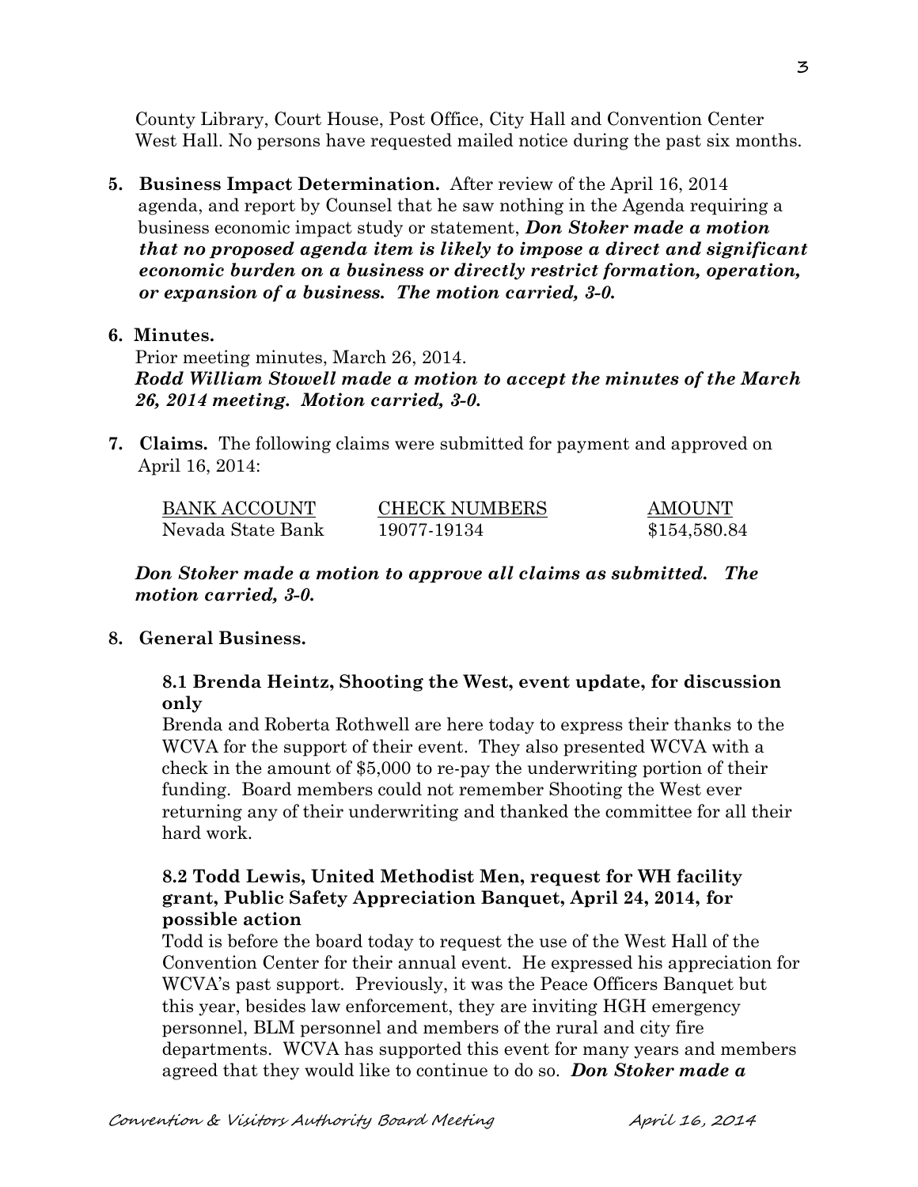County Library, Court House, Post Office, City Hall and Convention Center West Hall. No persons have requested mailed notice during the past six months.

**5. Business Impact Determination.** After review of the April 16, 2014 agenda, and report by Counsel that he saw nothing in the Agenda requiring a business economic impact study or statement, ***Don Stoker made a motion that no proposed agenda item is likely to impose a direct and significant economic burden on a business or directly restrict formation, operation, or expansion of a business. The motion carried, 3-0.***

**6. Minutes.**

Prior meeting minutes, March 26, 2014.

***Rodd William Stowell made a motion to accept the minutes of the March 26, 2014 meeting. Motion carried, 3-0.***

**7. Claims.** The following claims were submitted for payment and approved on April 16, 2014:

| BANK ACCOUNT | CHECK NUMBERS | AMOUNT |
|---|---|---|
| Nevada State Bank | 19077-19134 | $154,580.84 |

***Don Stoker made a motion to approve all claims as submitted. The motion carried, 3-0.***

**8. General Business.**

**8.1 Brenda Heintz, Shooting the West, event update, for discussion only**

Brenda and Roberta Rothwell are here today to express their thanks to the WCVA for the support of their event. They also presented WCVA with a check in the amount of $5,000 to re-pay the underwriting portion of their funding. Board members could not remember Shooting the West ever returning any of their underwriting and thanked the committee for all their hard work.

**8.2 Todd Lewis, United Methodist Men, request for WH facility grant, Public Safety Appreciation Banquet, April 24, 2014, for possible action**

Todd is before the board today to request the use of the West Hall of the Convention Center for their annual event. He expressed his appreciation for WCVA's past support. Previously, it was the Peace Officers Banquet but this year, besides law enforcement, they are inviting HGH emergency personnel, BLM personnel and members of the rural and city fire departments. WCVA has supported this event for many years and members agreed that they would like to continue to do so. ***Don Stoker made a***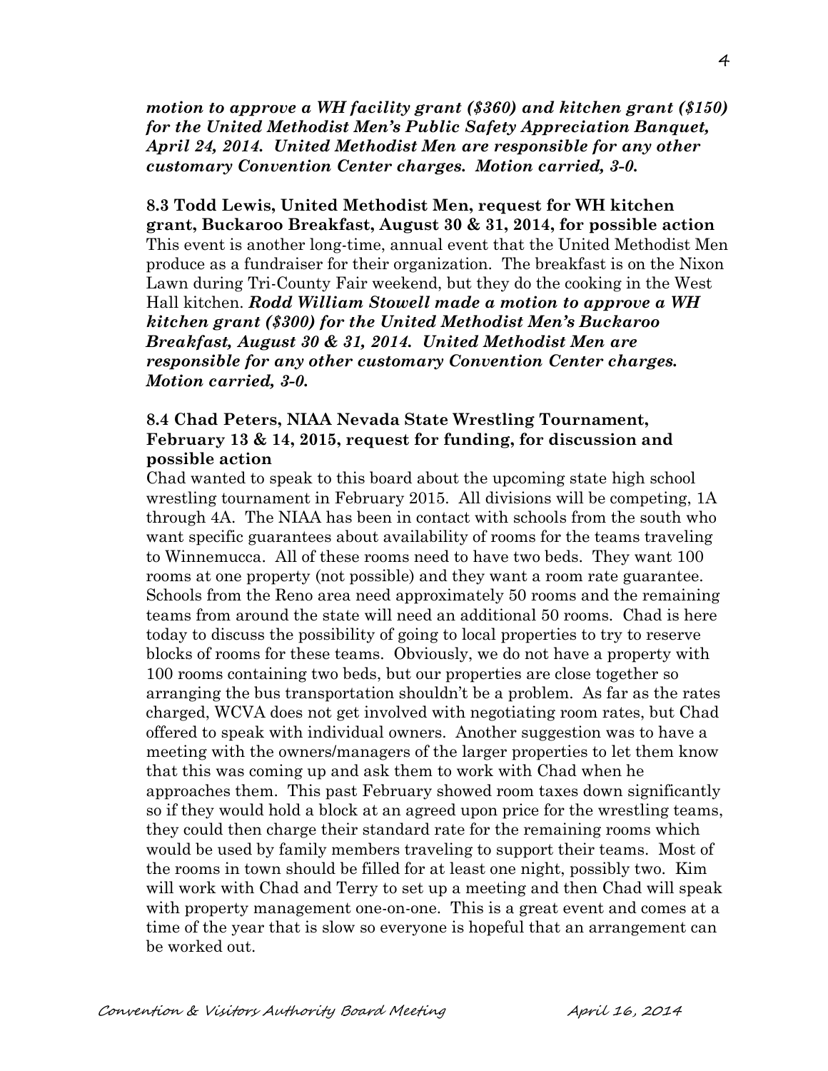***motion to approve a WH facility grant ($360) and kitchen grant ($150) for the United Methodist Men's Public Safety Appreciation Banquet, April 24, 2014. United Methodist Men are responsible for any other customary Convention Center charges. Motion carried, 3-0.***

**8.3 Todd Lewis, United Methodist Men, request for WH kitchen grant, Buckaroo Breakfast, August 30 & 31, 2014, for possible action**

This event is another long-time, annual event that the United Methodist Men produce as a fundraiser for their organization. The breakfast is on the Nixon Lawn during Tri-County Fair weekend, but they do the cooking in the West Hall kitchen. ***Rodd William Stowell made a motion to approve a WH kitchen grant ($300) for the United Methodist Men's Buckaroo Breakfast, August 30 & 31, 2014. United Methodist Men are responsible for any other customary Convention Center charges. Motion carried, 3-0.***

**8.4 Chad Peters, NIAA Nevada State Wrestling Tournament, February 13 & 14, 2015, request for funding, for discussion and possible action**

Chad wanted to speak to this board about the upcoming state high school wrestling tournament in February 2015. All divisions will be competing, 1A through 4A. The NIAA has been in contact with schools from the south who want specific guarantees about availability of rooms for the teams traveling to Winnemucca. All of these rooms need to have two beds. They want 100 rooms at one property (not possible) and they want a room rate guarantee. Schools from the Reno area need approximately 50 rooms and the remaining teams from around the state will need an additional 50 rooms. Chad is here today to discuss the possibility of going to local properties to try to reserve blocks of rooms for these teams. Obviously, we do not have a property with 100 rooms containing two beds, but our properties are close together so arranging the bus transportation shouldn't be a problem. As far as the rates charged, WCVA does not get involved with negotiating room rates, but Chad offered to speak with individual owners. Another suggestion was to have a meeting with the owners/managers of the larger properties to let them know that this was coming up and ask them to work with Chad when he approaches them. This past February showed room taxes down significantly so if they would hold a block at an agreed upon price for the wrestling teams, they could then charge their standard rate for the remaining rooms which would be used by family members traveling to support their teams. Most of the rooms in town should be filled for at least one night, possibly two. Kim will work with Chad and Terry to set up a meeting and then Chad will speak with property management one-on-one. This is a great event and comes at a time of the year that is slow so everyone is hopeful that an arrangement can be worked out.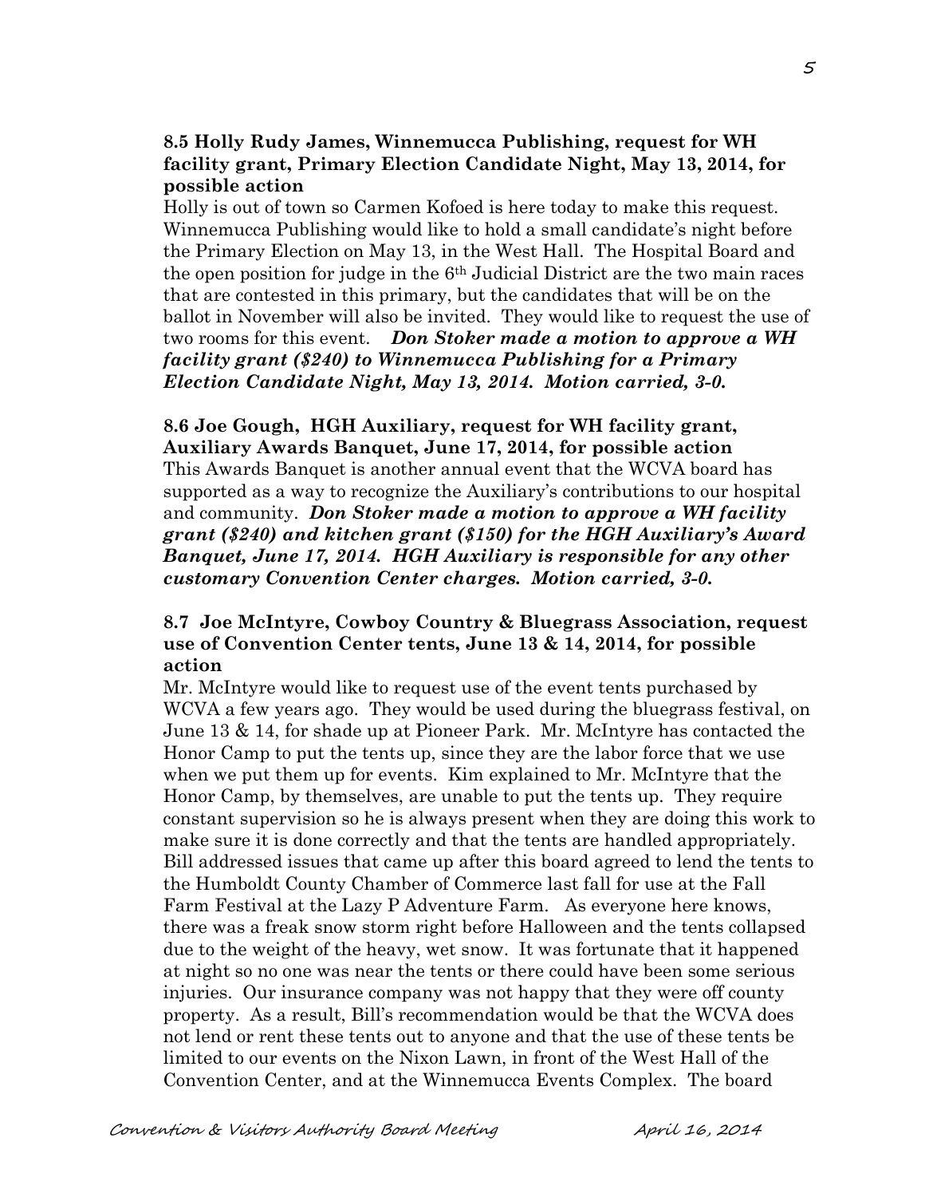**8.5 Holly Rudy James, Winnemucca Publishing, request for WH facility grant, Primary Election Candidate Night, May 13, 2014, for possible action**

Holly is out of town so Carmen Kofoed is here today to make this request. Winnemucca Publishing would like to hold a small candidate's night before the Primary Election on May 13, in the West Hall. The Hospital Board and the open position for judge in the 6th Judicial District are the two main races that are contested in this primary, but the candidates that will be on the ballot in November will also be invited. They would like to request the use of two rooms for this event. ***Don Stoker made a motion to approve a WH facility grant ($240) to Winnemucca Publishing for a Primary Election Candidate Night, May 13, 2014. Motion carried, 3-0.***

**8.6 Joe Gough, HGH Auxiliary, request for WH facility grant, Auxiliary Awards Banquet, June 17, 2014, for possible action**

This Awards Banquet is another annual event that the WCVA board has supported as a way to recognize the Auxiliary's contributions to our hospital and community. ***Don Stoker made a motion to approve a WH facility grant ($240) and kitchen grant ($150) for the HGH Auxiliary's Award Banquet, June 17, 2014. HGH Auxiliary is responsible for any other customary Convention Center charges. Motion carried, 3-0.***

**8.7 Joe McIntyre, Cowboy Country & Bluegrass Association, request use of Convention Center tents, June 13 & 14, 2014, for possible action**

Mr. McIntyre would like to request use of the event tents purchased by WCVA a few years ago. They would be used during the bluegrass festival, on June 13 & 14, for shade up at Pioneer Park. Mr. McIntyre has contacted the Honor Camp to put the tents up, since they are the labor force that we use when we put them up for events. Kim explained to Mr. McIntyre that the Honor Camp, by themselves, are unable to put the tents up. They require constant supervision so he is always present when they are doing this work to make sure it is done correctly and that the tents are handled appropriately. Bill addressed issues that came up after this board agreed to lend the tents to the Humboldt County Chamber of Commerce last fall for use at the Fall Farm Festival at the Lazy P Adventure Farm. As everyone here knows, there was a freak snow storm right before Halloween and the tents collapsed due to the weight of the heavy, wet snow. It was fortunate that it happened at night so no one was near the tents or there could have been some serious injuries. Our insurance company was not happy that they were off county property. As a result, Bill's recommendation would be that the WCVA does not lend or rent these tents out to anyone and that the use of these tents be limited to our events on the Nixon Lawn, in front of the West Hall of the Convention Center, and at the Winnemucca Events Complex. The board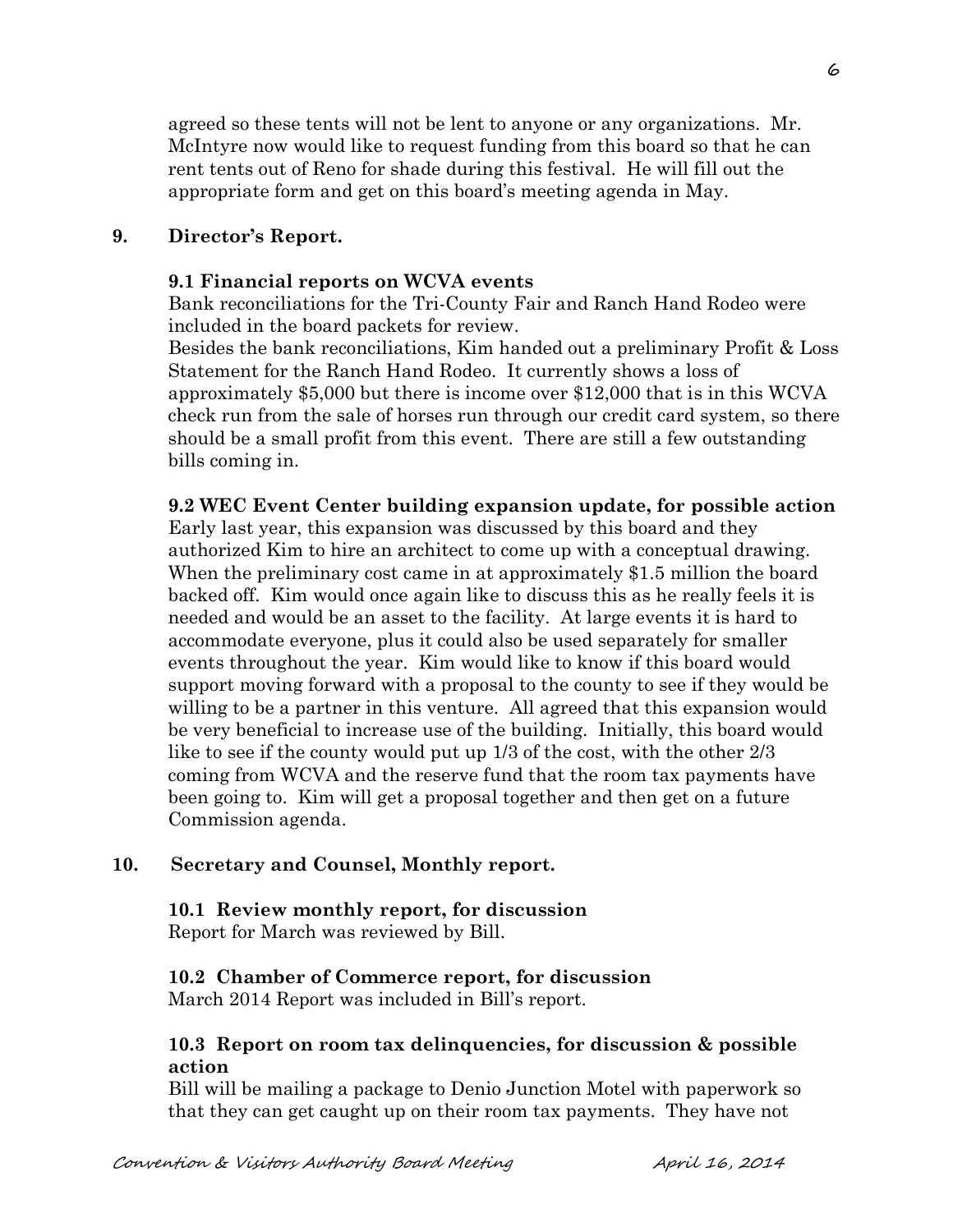agreed so these tents will not be lent to anyone or any organizations. Mr. McIntyre now would like to request funding from this board so that he can rent tents out of Reno for shade during this festival. He will fill out the appropriate form and get on this board's meeting agenda in May.

**9. Director's Report.**

**9.1 Financial reports on WCVA events**

Bank reconciliations for the Tri-County Fair and Ranch Hand Rodeo were included in the board packets for review.

Besides the bank reconciliations, Kim handed out a preliminary Profit & Loss Statement for the Ranch Hand Rodeo. It currently shows a loss of approximately $5,000 but there is income over $12,000 that is in this WCVA check run from the sale of horses run through our credit card system, so there should be a small profit from this event. There are still a few outstanding bills coming in.

**9.2 WEC Event Center building expansion update, for possible action**

Early last year, this expansion was discussed by this board and they authorized Kim to hire an architect to come up with a conceptual drawing. When the preliminary cost came in at approximately $1.5 million the board backed off. Kim would once again like to discuss this as he really feels it is needed and would be an asset to the facility. At large events it is hard to accommodate everyone, plus it could also be used separately for smaller events throughout the year. Kim would like to know if this board would support moving forward with a proposal to the county to see if they would be willing to be a partner in this venture. All agreed that this expansion would be very beneficial to increase use of the building. Initially, this board would like to see if the county would put up 1/3 of the cost, with the other 2/3 coming from WCVA and the reserve fund that the room tax payments have been going to. Kim will get a proposal together and then get on a future Commission agenda.

**10. Secretary and Counsel, Monthly report.**

**10.1 Review monthly report, for discussion**

Report for March was reviewed by Bill.

**10.2 Chamber of Commerce report, for discussion**

March 2014 Report was included in Bill's report.

**10.3 Report on room tax delinquencies, for discussion & possible action**

Bill will be mailing a package to Denio Junction Motel with paperwork so that they can get caught up on their room tax payments. They have not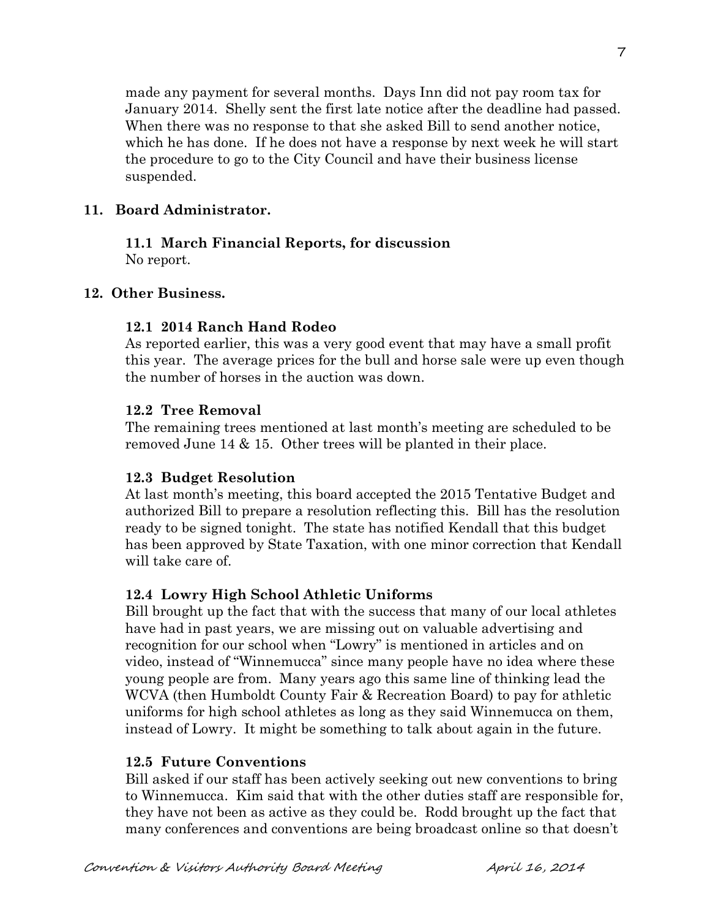made any payment for several months. Days Inn did not pay room tax for January 2014. Shelly sent the first late notice after the deadline had passed. When there was no response to that she asked Bill to send another notice, which he has done. If he does not have a response by next week he will start the procedure to go to the City Council and have their business license suspended.

## 11. Board Administrator.

### 11.1 March Financial Reports, for discussion

No report.

## 12. Other Business.

### 12.1 2014 Ranch Hand Rodeo

As reported earlier, this was a very good event that may have a small profit this year. The average prices for the bull and horse sale were up even though the number of horses in the auction was down.

### 12.2 Tree Removal

The remaining trees mentioned at last month's meeting are scheduled to be removed June 14 & 15. Other trees will be planted in their place.

### 12.3 Budget Resolution

At last month's meeting, this board accepted the 2015 Tentative Budget and authorized Bill to prepare a resolution reflecting this. Bill has the resolution ready to be signed tonight. The state has notified Kendall that this budget has been approved by State Taxation, with one minor correction that Kendall will take care of.

### 12.4 Lowry High School Athletic Uniforms

Bill brought up the fact that with the success that many of our local athletes have had in past years, we are missing out on valuable advertising and recognition for our school when "Lowry" is mentioned in articles and on video, instead of "Winnemucca" since many people have no idea where these young people are from. Many years ago this same line of thinking lead the WCVA (then Humboldt County Fair & Recreation Board) to pay for athletic uniforms for high school athletes as long as they said Winnemucca on them, instead of Lowry. It might be something to talk about again in the future.

### 12.5 Future Conventions

Bill asked if our staff has been actively seeking out new conventions to bring to Winnemucca. Kim said that with the other duties staff are responsible for, they have not been as active as they could be. Rodd brought up the fact that many conferences and conventions are being broadcast online so that doesn't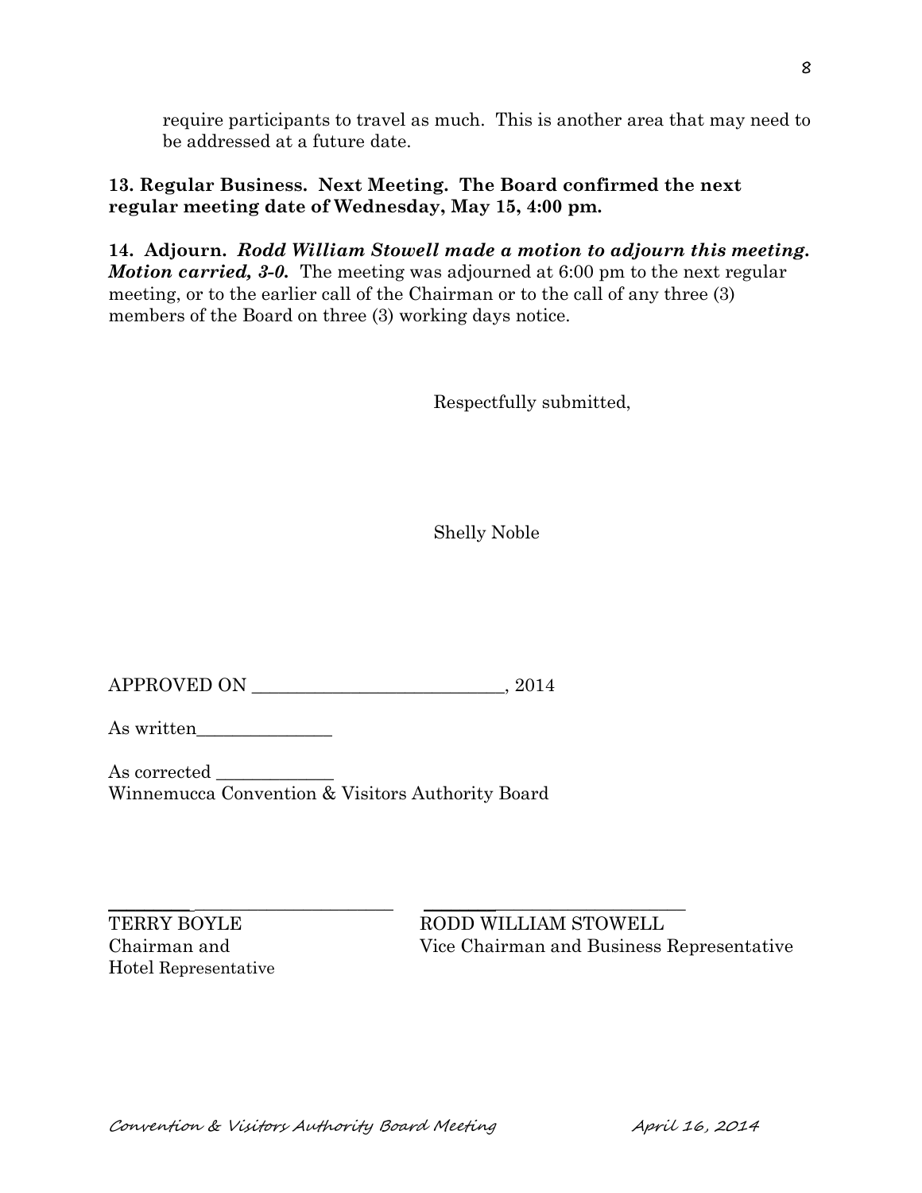require participants to travel as much. This is another area that may need to be addressed at a future date.

**13. Regular Business. Next Meeting. The Board confirmed the next regular meeting date of Wednesday, May 15, 4:00 pm.**

**14. Adjourn.** ***Rodd William Stowell made a motion to adjourn this meeting. Motion carried, 3-0.*** The meeting was adjourned at 6:00 pm to the next regular meeting, or to the earlier call of the Chairman or to the call of any three (3) members of the Board on three (3) working days notice.

Respectfully submitted,

Shelly Noble

APPROVED ON ____________________________, 2014

As written_______________

As corrected _____________
Winnemucca Convention & Visitors Authority Board

_________________________________
TERRY BOYLE
Chairman and
Hotel Representative

_________________________________
RODD WILLIAM STOWELL
Vice Chairman and Business Representative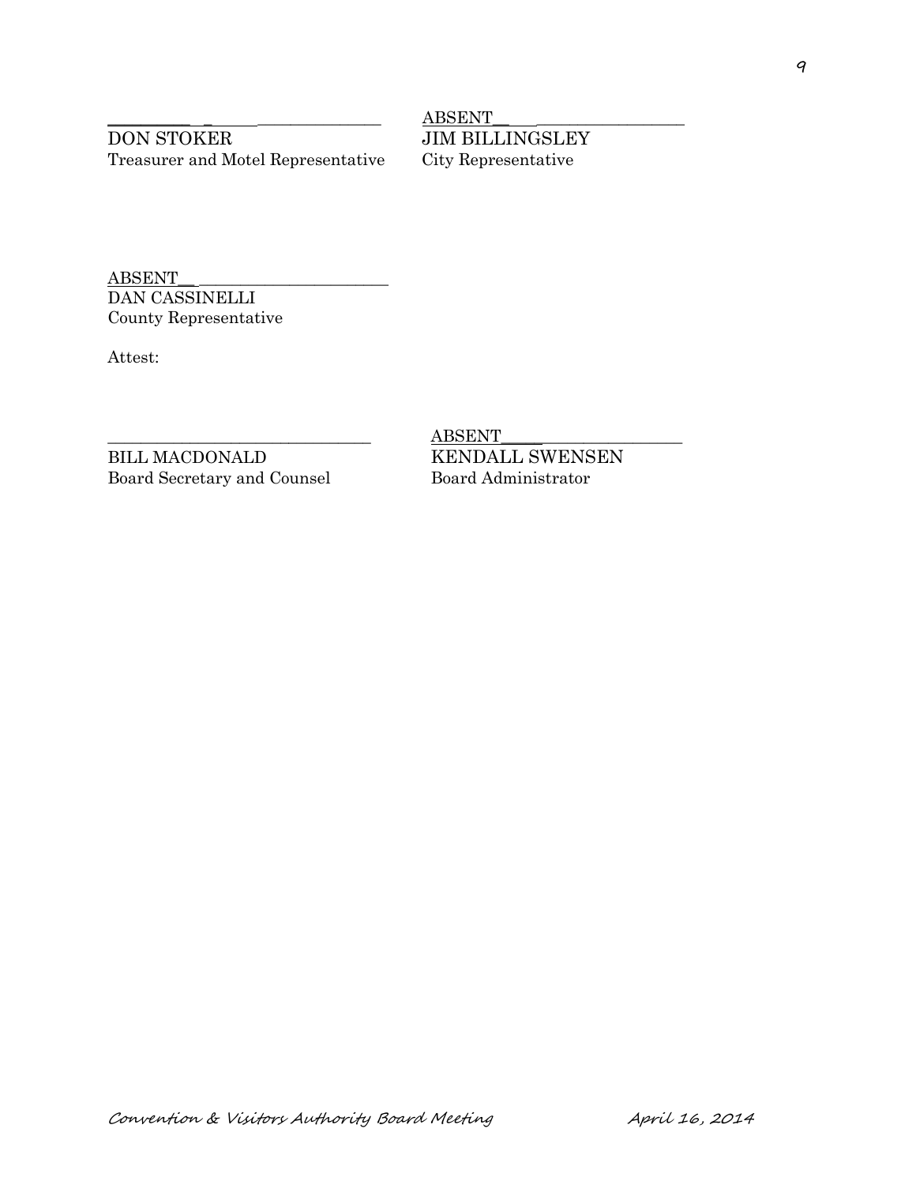\_\_\_\_\_\_\_\_\_\_\_\_\_\_\_\_\_\_\_\_\_\_\_\_\_\_\_\_\_\_
DON STOKER
Treasurer and Motel Representative

ABSENT\_\_\_\_\_\_\_\_\_\_\_\_\_\_\_\_\_\_\_\_\_\_\_
JIM BILLINGSLEY
City Representative

ABSENT\_\_\_\_\_\_\_\_\_\_\_\_\_\_\_\_\_\_\_\_\_\_\_\_\_\_\_
DAN CASSINELLI
County Representative

Attest:

\_\_\_\_\_\_\_\_\_\_\_\_\_\_\_\_\_\_\_\_\_\_\_\_\_\_\_\_\_\_
BILL MACDONALD
Board Secretary and Counsel

ABSENT\_\_\_\_\_\_\_\_\_\_\_\_\_\_\_\_\_\_\_\_\_\_\_
KENDALL SWENSEN
Board Administrator